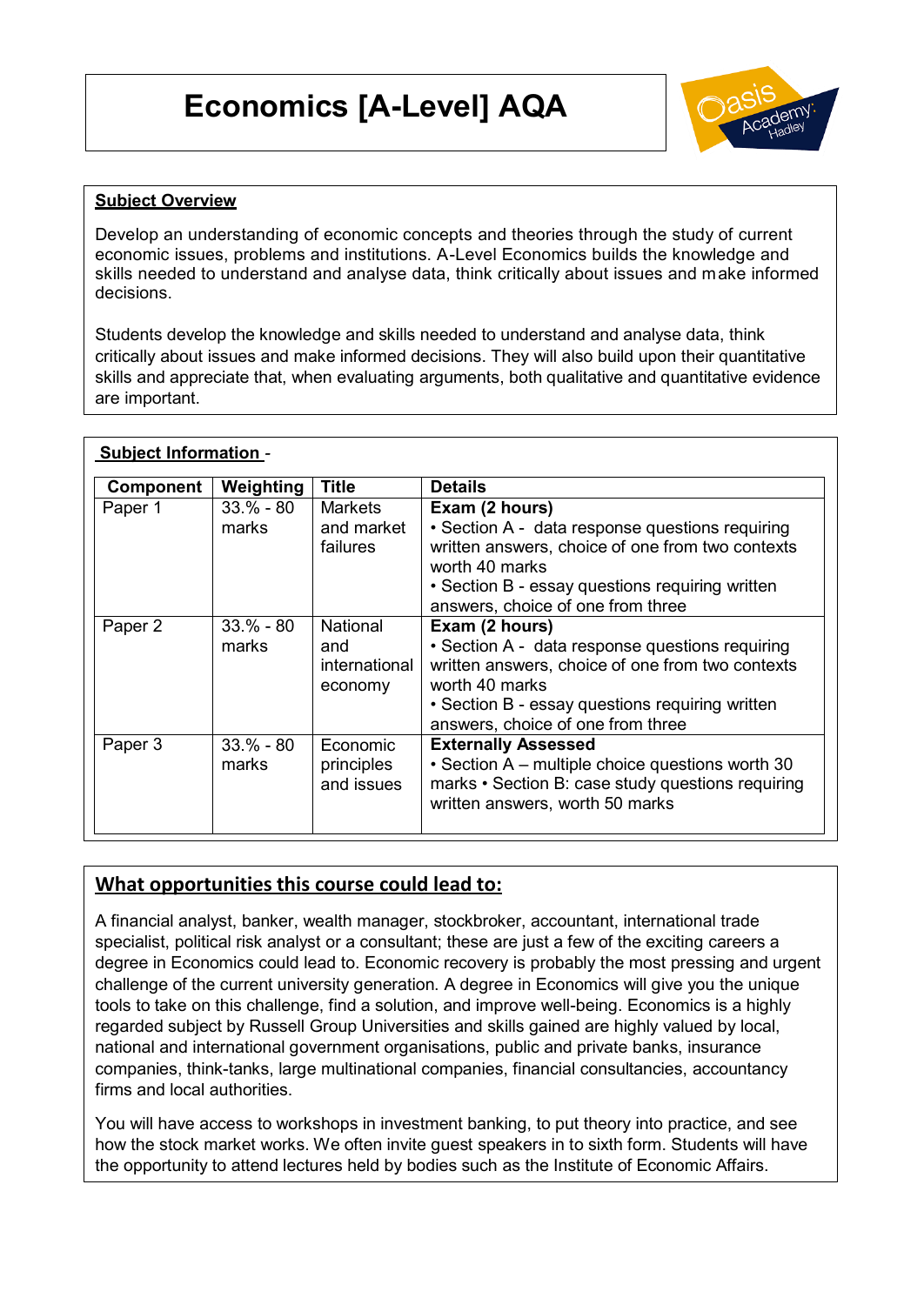# Economics [A-Level] AQA

## Subject Overview

Develop an understanding of economic concepts and theories through the study of current economic issues, problems and institutions. A-Level Economics builds the knowledge and skills needed to understand and analyse data, think critically about issues and make informed decisions.

Students develop the knowledge and skills needed to understand and analyse data, think critically about issues and make informed decisions. They will also build upon their quantitative skills and appreciate that, when evaluating arguments, both qualitative and quantitative evidence are important.

## Subject Information -

| Component | Weighting | Title | Details |
|---|---|---|---|
| Paper 1 | 33.% - 80 marks | Markets and market failures | **Exam (2 hours)**<br>• Section A - data response questions requiring written answers, choice of one from two contexts worth 40 marks<br>• Section B - essay questions requiring written answers, choice of one from three |
| Paper 2 | 33.% - 80 marks | National and international economy | **Exam (2 hours)**<br>• Section A - data response questions requiring written answers, choice of one from two contexts worth 40 marks<br>• Section B - essay questions requiring written answers, choice of one from three |
| Paper 3 | 33.% - 80 marks | Economic principles and issues | **Externally Assessed**<br>• Section A – multiple choice questions worth 30 marks • Section B: case study questions requiring written answers, worth 50 marks |

## What opportunities this course could lead to:

A financial analyst, banker, wealth manager, stockbroker, accountant, international trade specialist, political risk analyst or a consultant; these are just a few of the exciting careers a degree in Economics could lead to. Economic recovery is probably the most pressing and urgent challenge of the current university generation. A degree in Economics will give you the unique tools to take on this challenge, find a solution, and improve well-being. Economics is a highly regarded subject by Russell Group Universities and skills gained are highly valued by local, national and international government organisations, public and private banks, insurance companies, think-tanks, large multinational companies, financial consultancies, accountancy firms and local authorities.

You will have access to workshops in investment banking, to put theory into practice, and see how the stock market works. We often invite guest speakers in to sixth form. Students will have the opportunity to attend lectures held by bodies such as the Institute of Economic Affairs.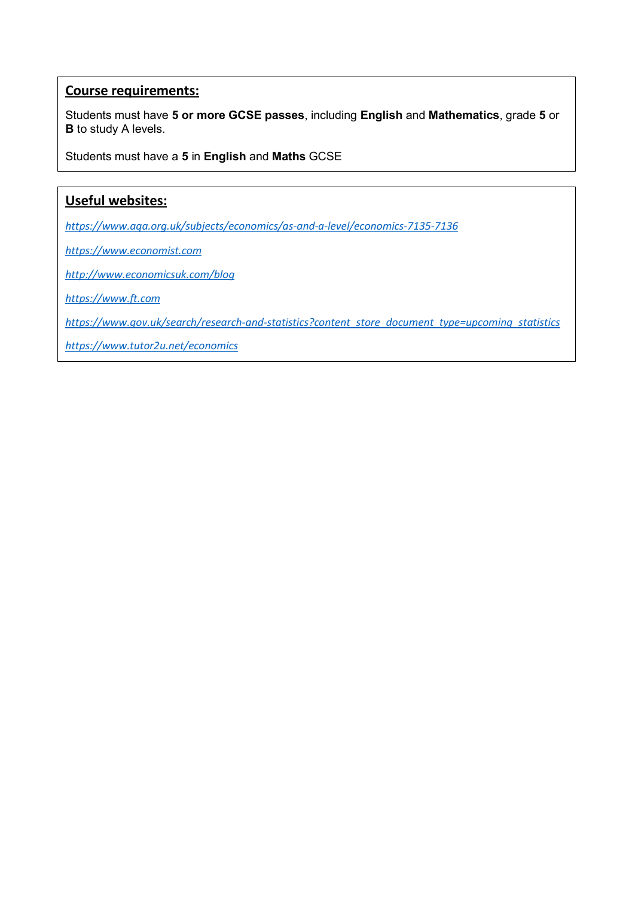## Course requirements:

Students must have **5 or more GCSE passes**, including **English** and **Mathematics**, grade **5** or **B** to study A levels.

Students must have a **5** in **English** and **Maths** GCSE

## Useful websites:

*https://www.aqa.org.uk/subjects/economics/as-and-a-level/economics-7135-7136*

*https://www.economist.com*

*http://www.economicsuk.com/blog*

*https://www.ft.com*

*https://www.gov.uk/search/research-and-statistics?content_store_document_type=upcoming_statistics*

*https://www.tutor2u.net/economics*